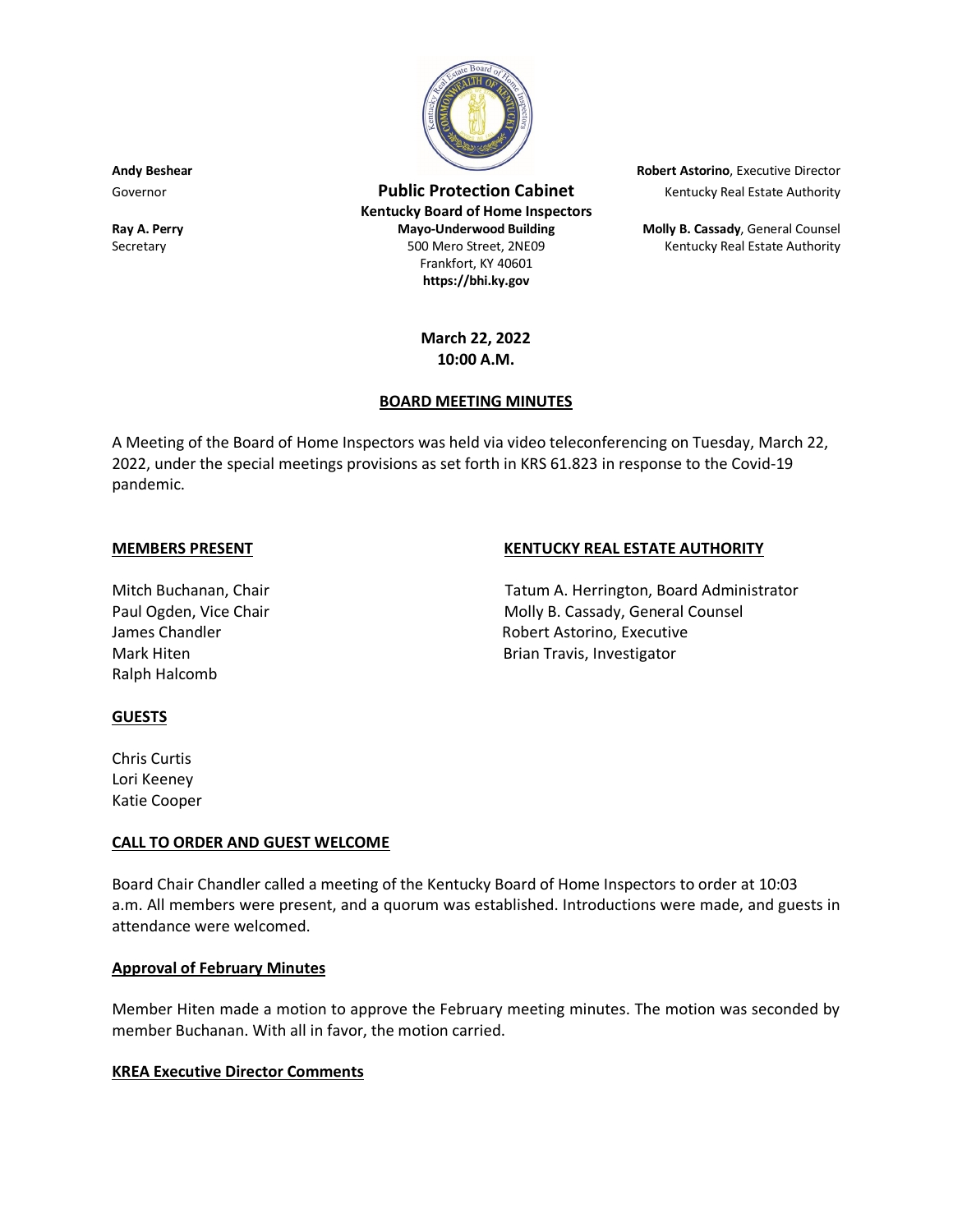**Andy Beshear**
Governor

**Ray A. Perry**
Secretary

**Public Protection Cabinet**
**Kentucky Board of Home Inspectors**
**Mayo-Underwood Building**
500 Mero Street, 2NE09
Frankfort, KY 40601
**https://bhi.ky.gov**

**Robert Astorino**, Executive Director
Kentucky Real Estate Authority

**Molly B. Cassady**, General Counsel
Kentucky Real Estate Authority

**March 22, 2022**
**10:00 A.M.**

## BOARD MEETING MINUTES

A Meeting of the Board of Home Inspectors was held via video teleconferencing on Tuesday, March 22, 2022, under the special meetings provisions as set forth in KRS 61.823 in response to the Covid-19 pandemic.

### MEMBERS PRESENT

Mitch Buchanan, Chair
Paul Ogden, Vice Chair
James Chandler
Mark Hiten
Ralph Halcomb

### KENTUCKY REAL ESTATE AUTHORITY

Tatum A. Herrington, Board Administrator
Molly B. Cassady, General Counsel
Robert Astorino, Executive
Brian Travis, Investigator

### GUESTS

Chris Curtis
Lori Keeney
Katie Cooper

### CALL TO ORDER AND GUEST WELCOME

Board Chair Chandler called a meeting of the Kentucky Board of Home Inspectors to order at 10:03 a.m. All members were present, and a quorum was established. Introductions were made, and guests in attendance were welcomed.

### Approval of February Minutes

Member Hiten made a motion to approve the February meeting minutes. The motion was seconded by member Buchanan. With all in favor, the motion carried.

### KREA Executive Director Comments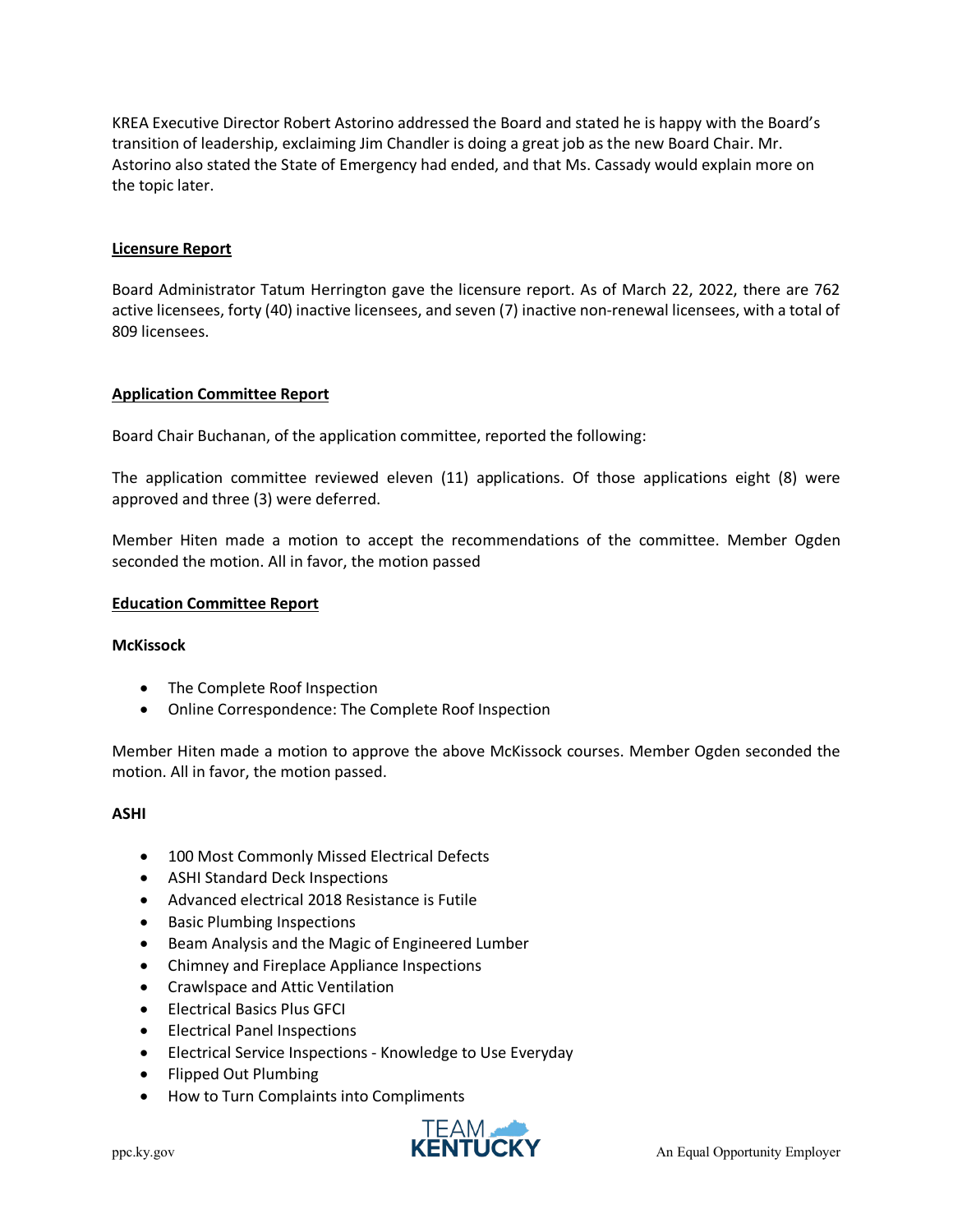KREA Executive Director Robert Astorino addressed the Board and stated he is happy with the Board's transition of leadership, exclaiming Jim Chandler is doing a great job as the new Board Chair. Mr. Astorino also stated the State of Emergency had ended, and that Ms. Cassady would explain more on the topic later.

## Licensure Report

Board Administrator Tatum Herrington gave the licensure report. As of March 22, 2022, there are 762 active licensees, forty (40) inactive licensees, and seven (7) inactive non-renewal licensees, with a total of 809 licensees.

## Application Committee Report

Board Chair Buchanan, of the application committee, reported the following:

The application committee reviewed eleven (11) applications. Of those applications eight (8) were approved and three (3) were deferred.

Member Hiten made a motion to accept the recommendations of the committee. Member Ogden seconded the motion. All in favor, the motion passed

## Education Committee Report

### McKissock

- The Complete Roof Inspection
- Online Correspondence: The Complete Roof Inspection

Member Hiten made a motion to approve the above McKissock courses. Member Ogden seconded the motion. All in favor, the motion passed.

### ASHI

- 100 Most Commonly Missed Electrical Defects
- ASHI Standard Deck Inspections
- Advanced electrical 2018 Resistance is Futile
- Basic Plumbing Inspections
- Beam Analysis and the Magic of Engineered Lumber
- Chimney and Fireplace Appliance Inspections
- Crawlspace and Attic Ventilation
- Electrical Basics Plus GFCI
- Electrical Panel Inspections
- Electrical Service Inspections - Knowledge to Use Everyday
- Flipped Out Plumbing
- How to Turn Complaints into Compliments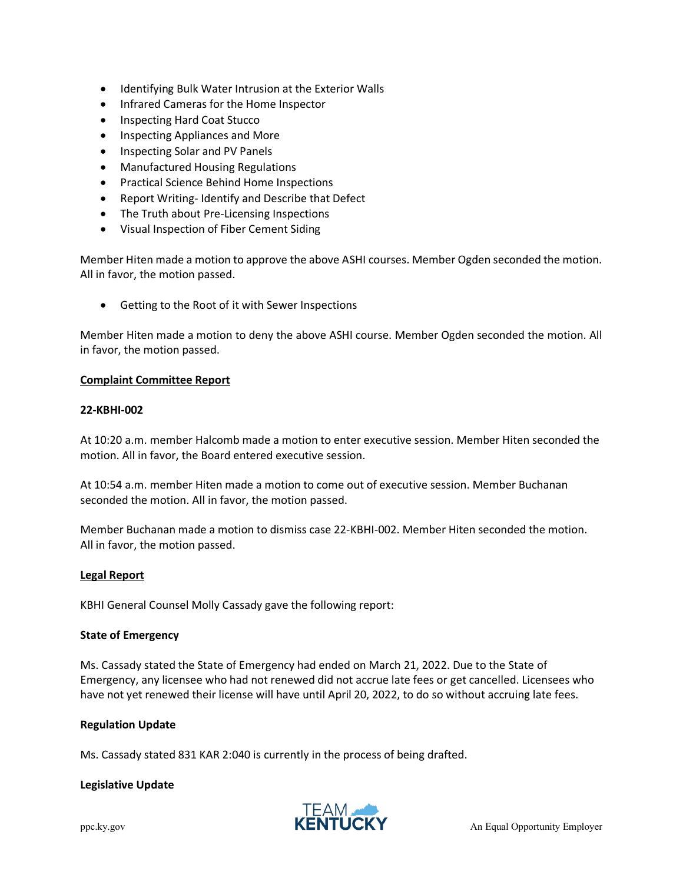- Identifying Bulk Water Intrusion at the Exterior Walls
- Infrared Cameras for the Home Inspector
- Inspecting Hard Coat Stucco
- Inspecting Appliances and More
- Inspecting Solar and PV Panels
- Manufactured Housing Regulations
- Practical Science Behind Home Inspections
- Report Writing- Identify and Describe that Defect
- The Truth about Pre-Licensing Inspections
- Visual Inspection of Fiber Cement Siding

Member Hiten made a motion to approve the above ASHI courses. Member Ogden seconded the motion. All in favor, the motion passed.

- Getting to the Root of it with Sewer Inspections

Member Hiten made a motion to deny the above ASHI course. Member Ogden seconded the motion. All in favor, the motion passed.

**Complaint Committee Report**

**22-KBHI-002**

At 10:20 a.m. member Halcomb made a motion to enter executive session. Member Hiten seconded the motion. All in favor, the Board entered executive session.

At 10:54 a.m. member Hiten made a motion to come out of executive session. Member Buchanan seconded the motion. All in favor, the motion passed.

Member Buchanan made a motion to dismiss case 22-KBHI-002. Member Hiten seconded the motion. All in favor, the motion passed.

**Legal Report**

KBHI General Counsel Molly Cassady gave the following report:

**State of Emergency**

Ms. Cassady stated the State of Emergency had ended on March 21, 2022. Due to the State of Emergency, any licensee who had not renewed did not accrue late fees or get cancelled. Licensees who have not yet renewed their license will have until April 20, 2022, to do so without accruing late fees.

**Regulation Update**

Ms. Cassady stated 831 KAR 2:040 is currently in the process of being drafted.

**Legislative Update**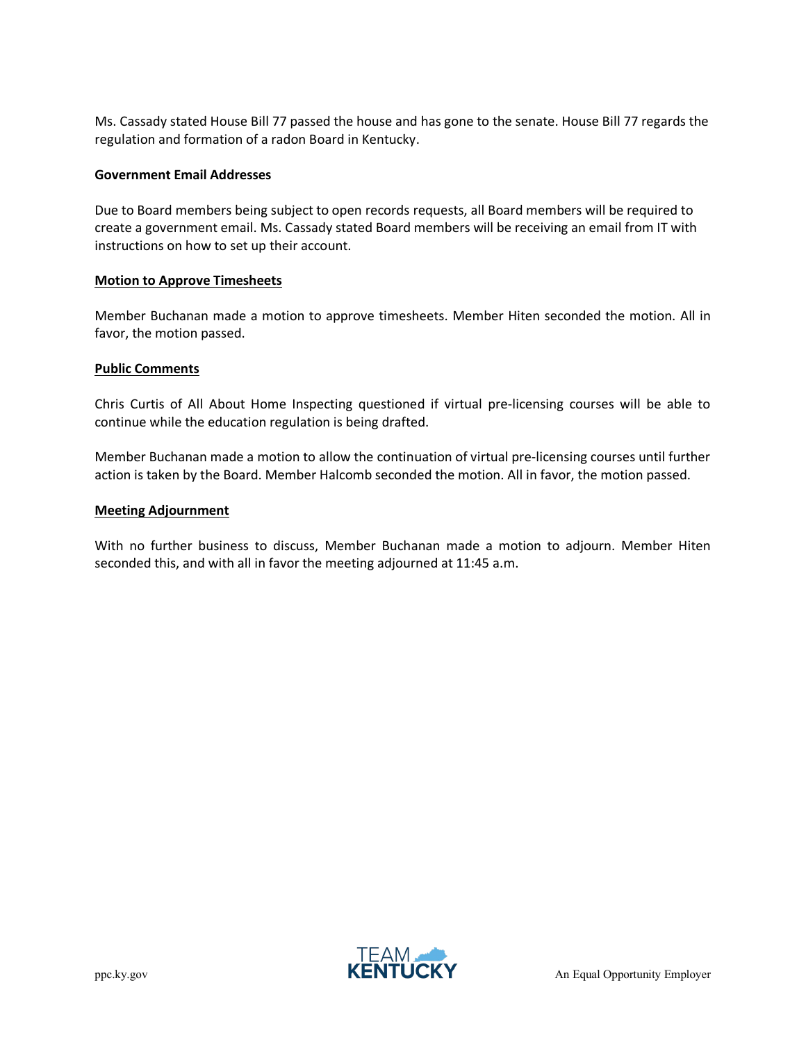Ms. Cassady stated House Bill 77 passed the house and has gone to the senate. House Bill 77 regards the regulation and formation of a radon Board in Kentucky.

**Government Email Addresses**

Due to Board members being subject to open records requests, all Board members will be required to create a government email. Ms. Cassady stated Board members will be receiving an email from IT with instructions on how to set up their account.

**Motion to Approve Timesheets**

Member Buchanan made a motion to approve timesheets. Member Hiten seconded the motion. All in favor, the motion passed.

**Public Comments**

Chris Curtis of All About Home Inspecting questioned if virtual pre-licensing courses will be able to continue while the education regulation is being drafted.

Member Buchanan made a motion to allow the continuation of virtual pre-licensing courses until further action is taken by the Board. Member Halcomb seconded the motion. All in favor, the motion passed.

**Meeting Adjournment**

With no further business to discuss, Member Buchanan made a motion to adjourn. Member Hiten seconded this, and with all in favor the meeting adjourned at 11:45 a.m.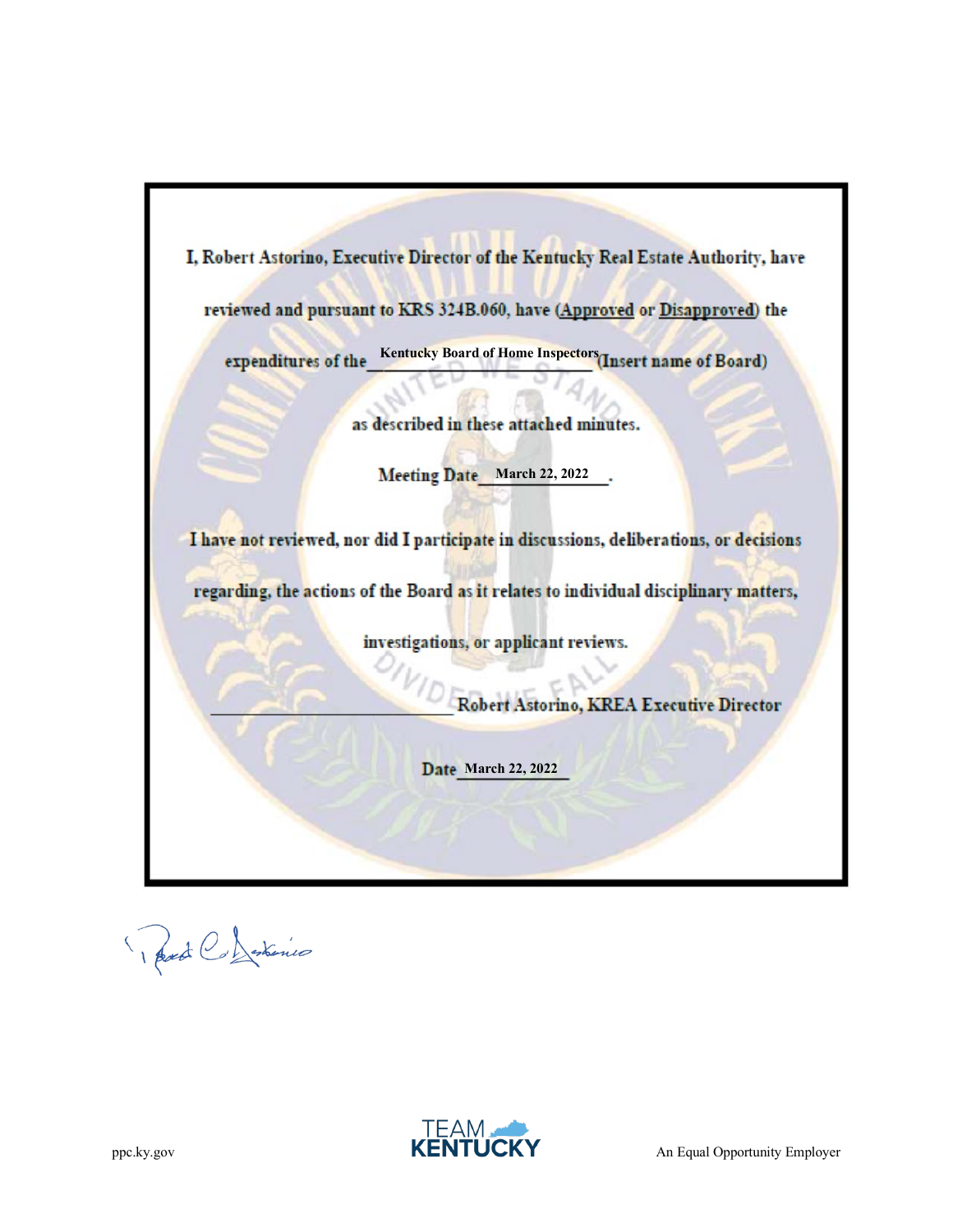I, Robert Astorino, Executive Director of the Kentucky Real Estate Authority, have reviewed and pursuant to KRS 324B.060, have (Approved or Disapproved) the expenditures of the Kentucky Board of Home Inspectors (Insert name of Board) as described in these attached minutes.

Meeting Date March 22, 2022.

I have not reviewed, nor did I participate in discussions, deliberations, or decisions regarding, the actions of the Board as it relates to individual disciplinary matters, investigations, or applicant reviews.

\_\_\_\_\_\_\_\_\_\_\_\_\_\_\_\_\_\_\_\_\_\_\_\_\_\_\_\_ Robert Astorino, KREA Executive Director

Date March 22, 2022

ppc.ky.gov

TEAM KENTUCKY

An Equal Opportunity Employer